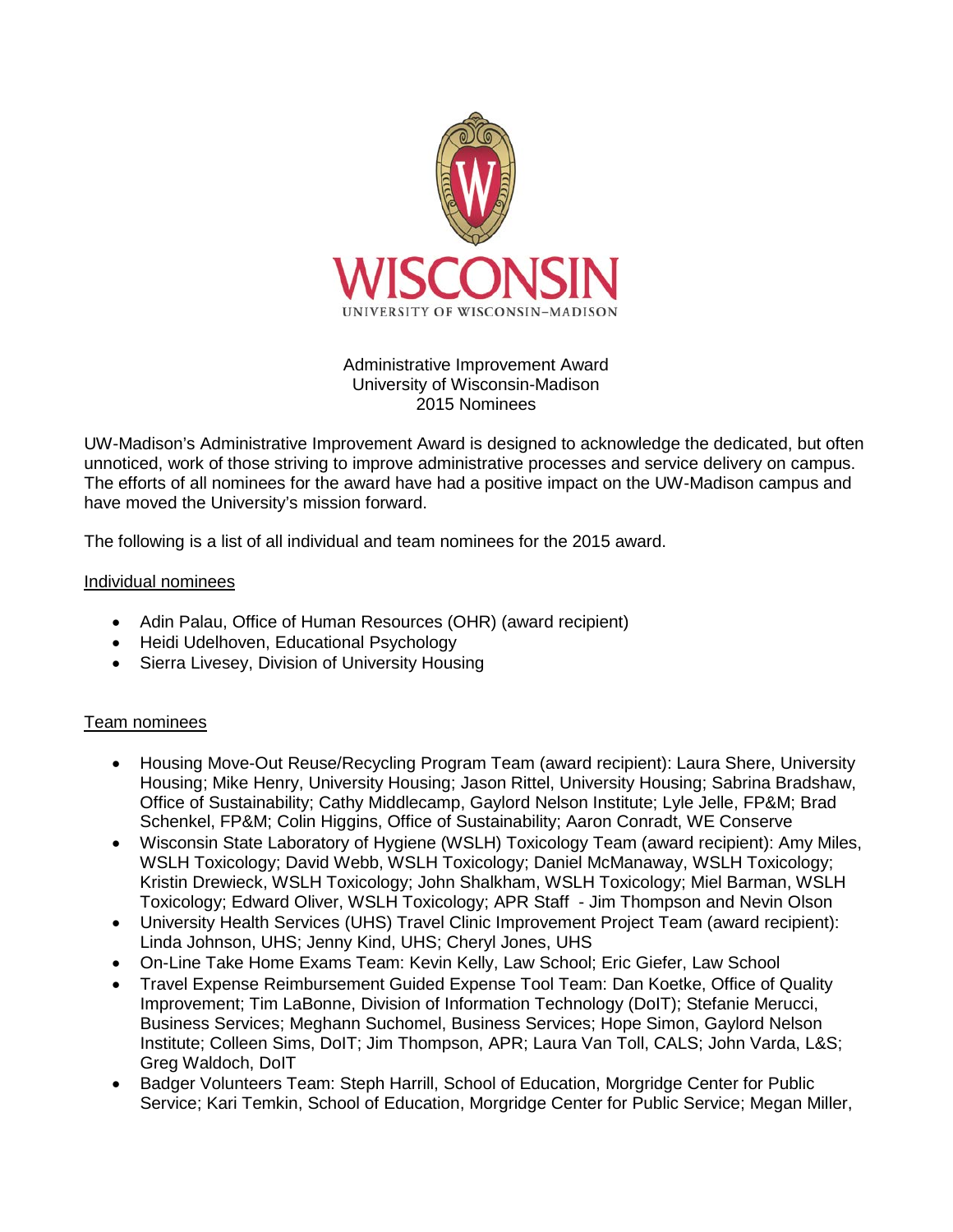WISCONSIN

UNIVERSITY OF WISCONSIN–MADISON

Administrative Improvement Award
University of Wisconsin-Madison
2015 Nominees

UW-Madison's Administrative Improvement Award is designed to acknowledge the dedicated, but often unnoticed, work of those striving to improve administrative processes and service delivery on campus. The efforts of all nominees for the award have had a positive impact on the UW-Madison campus and have moved the University's mission forward.

The following is a list of all individual and team nominees for the 2015 award.

<u>Individual nominees</u>

- Adin Palau, Office of Human Resources (OHR) (award recipient)
- Heidi Udelhoven, Educational Psychology
- Sierra Livesey, Division of University Housing

<u>Team nominees</u>

- Housing Move-Out Reuse/Recycling Program Team (award recipient): Laura Shere, University Housing; Mike Henry, University Housing; Jason Rittel, University Housing; Sabrina Bradshaw, Office of Sustainability; Cathy Middlecamp, Gaylord Nelson Institute; Lyle Jelle, FP&M; Brad Schenkel, FP&M; Colin Higgins, Office of Sustainability; Aaron Conradt, WE Conserve
- Wisconsin State Laboratory of Hygiene (WSLH) Toxicology Team (award recipient): Amy Miles, WSLH Toxicology; David Webb, WSLH Toxicology; Daniel McManaway, WSLH Toxicology; Kristin Drewieck, WSLH Toxicology; John Shalkham, WSLH Toxicology; Miel Barman, WSLH Toxicology; Edward Oliver, WSLH Toxicology; APR Staff - Jim Thompson and Nevin Olson
- University Health Services (UHS) Travel Clinic Improvement Project Team (award recipient): Linda Johnson, UHS; Jenny Kind, UHS; Cheryl Jones, UHS
- On-Line Take Home Exams Team: Kevin Kelly, Law School; Eric Giefer, Law School
- Travel Expense Reimbursement Guided Expense Tool Team: Dan Koetke, Office of Quality Improvement; Tim LaBonne, Division of Information Technology (DoIT); Stefanie Merucci, Business Services; Meghann Suchomel, Business Services; Hope Simon, Gaylord Nelson Institute; Colleen Sims, DoIT; Jim Thompson, APR; Laura Van Toll, CALS; John Varda, L&S; Greg Waldoch, DoIT
- Badger Volunteers Team: Steph Harrill, School of Education, Morgridge Center for Public Service; Kari Temkin, School of Education, Morgridge Center for Public Service; Megan Miller,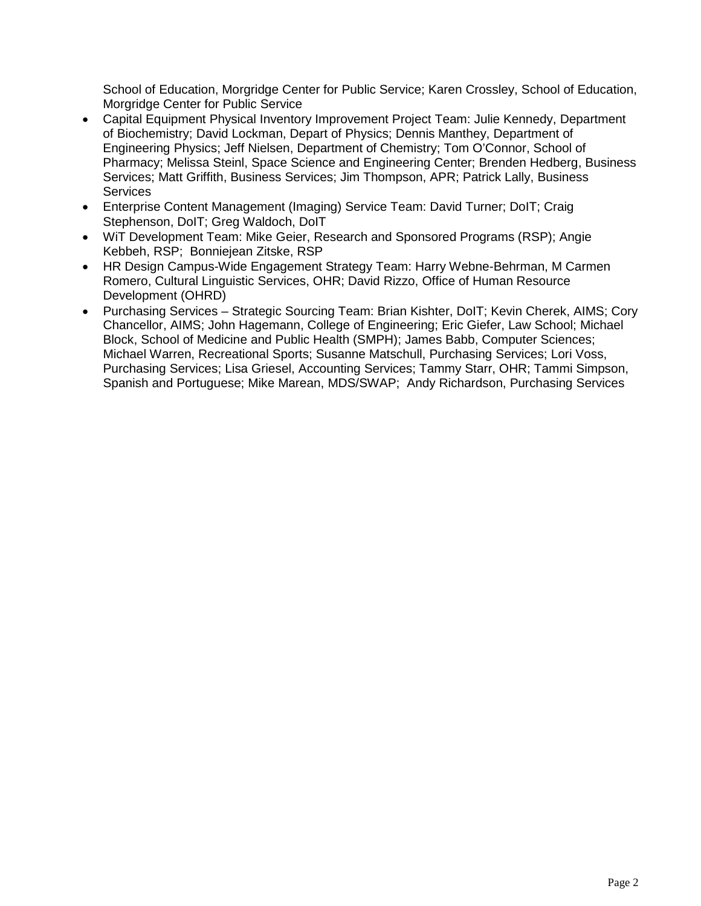School of Education, Morgridge Center for Public Service; Karen Crossley, School of Education, Morgridge Center for Public Service

- Capital Equipment Physical Inventory Improvement Project Team: Julie Kennedy, Department of Biochemistry; David Lockman, Depart of Physics; Dennis Manthey, Department of Engineering Physics; Jeff Nielsen, Department of Chemistry; Tom O'Connor, School of Pharmacy; Melissa Steinl, Space Science and Engineering Center; Brenden Hedberg, Business Services; Matt Griffith, Business Services; Jim Thompson, APR; Patrick Lally, Business Services
- Enterprise Content Management (Imaging) Service Team: David Turner; DoIT; Craig Stephenson, DoIT; Greg Waldoch, DoIT
- WiT Development Team: Mike Geier, Research and Sponsored Programs (RSP); Angie Kebbeh, RSP; Bonniejean Zitske, RSP
- HR Design Campus-Wide Engagement Strategy Team: Harry Webne-Behrman, M Carmen Romero, Cultural Linguistic Services, OHR; David Rizzo, Office of Human Resource Development (OHRD)
- Purchasing Services – Strategic Sourcing Team: Brian Kishter, DoIT; Kevin Cherek, AIMS; Cory Chancellor, AIMS; John Hagemann, College of Engineering; Eric Giefer, Law School; Michael Block, School of Medicine and Public Health (SMPH); James Babb, Computer Sciences; Michael Warren, Recreational Sports; Susanne Matschull, Purchasing Services; Lori Voss, Purchasing Services; Lisa Griesel, Accounting Services; Tammy Starr, OHR; Tammi Simpson, Spanish and Portuguese; Mike Marean, MDS/SWAP; Andy Richardson, Purchasing Services